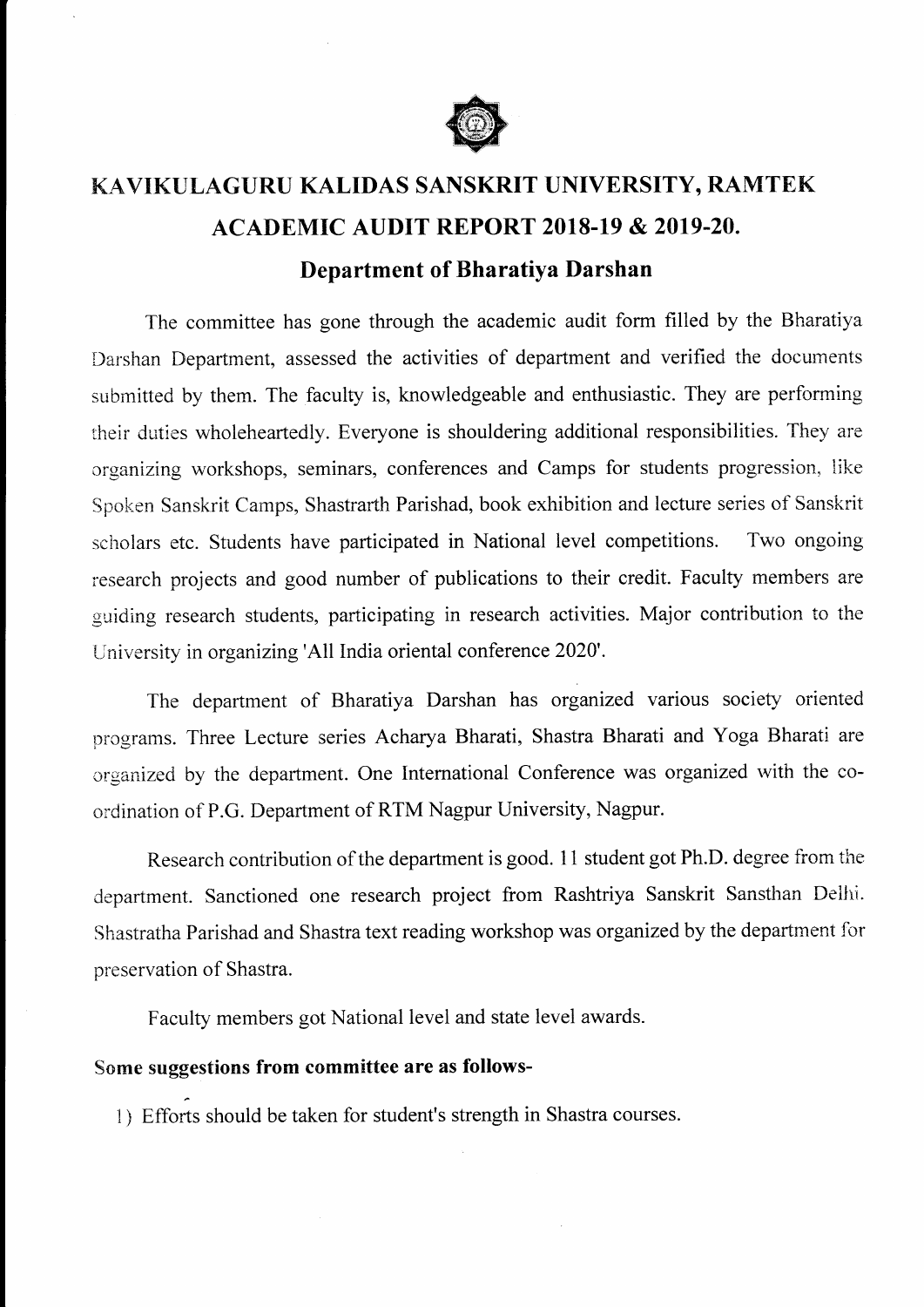# KAVIKULAGURU KALIDAS SANSKRIT UNIVERSITY, RAMTEK

## ACADEMIC AUDIT REPORT 2018-19 & 2019-20.

### Department of Bharatiya Darshan

The committee has gone through the academic audit form filled by the Bharatiya Darshan Department, assessed the activities of department and verified the documents submitted by them. The faculty is, knowledgeable and enthusiastic. They are performing their duties wholeheartedly. Everyone is shouldering additional responsibilities. They are organizing workshops, seminars, conferences and Camps for students progression, like Spoken Sanskrit Camps, Shastrarth Parishad, book exhibition and lecture series of Sanskrit scholars etc. Students have participated in National level competitions. Two ongoing research projects and good number of publications to their credit. Faculty members are guiding research students, participating in research activities. Major contribution to the University in organizing 'All India oriental conference 2020'.

The department of Bharatiya Darshan has organized various society oriented programs. Three Lecture series Acharya Bharati, Shastra Bharati and Yoga Bharati are organized by the department. One International Conference was organized with the co-ordination of P.G. Department of RTM Nagpur University, Nagpur.

Research contribution of the department is good. 11 student got Ph.D. degree from the department. Sanctioned one research project from Rashtriya Sanskrit Sansthan Delhi. Shastratha Parishad and Shastra text reading workshop was organized by the department for preservation of Shastra.

Faculty members got National level and state level awards.

**Some suggestions from committee are as follows-**

1) Efforts should be taken for student's strength in Shastra courses.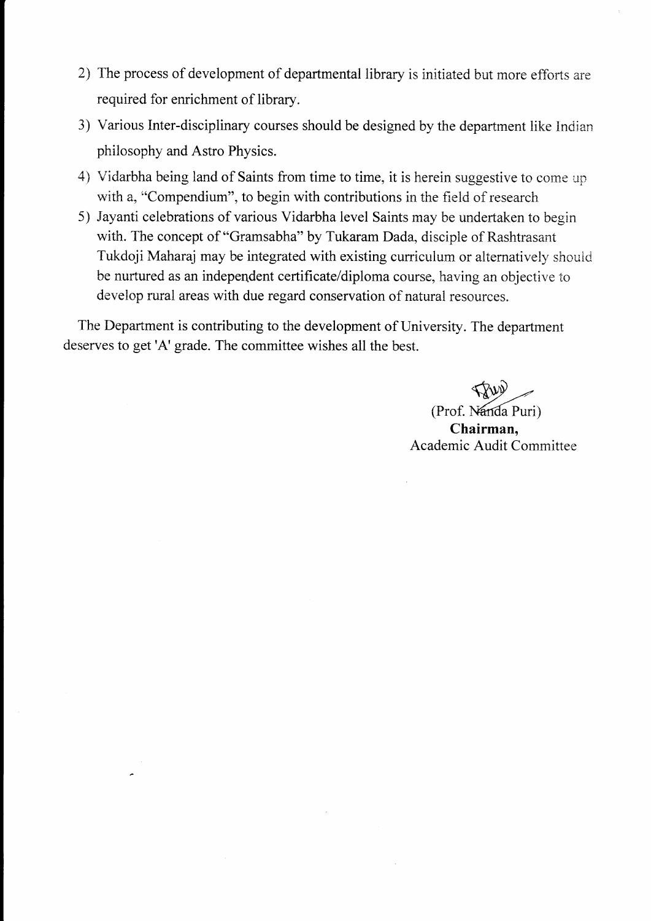2) The process of development of departmental library is initiated but more efforts are required for enrichment of library.
3) Various Inter-disciplinary courses should be designed by the department like Indian philosophy and Astro Physics.
4) Vidarbha being land of Saints from time to time, it is herein suggestive to come up with a, "Compendium", to begin with contributions in the field of research
5) Jayanti celebrations of various Vidarbha level Saints may be undertaken to begin with. The concept of "Gramsabha" by Tukaram Dada, disciple of Rashtrasant Tukdoji Maharaj may be integrated with existing curriculum or alternatively should be nurtured as an independent certificate/diploma course, having an objective to develop rural areas with due regard conservation of natural resources.

The Department is contributing to the development of University. The department deserves to get 'A' grade. The committee wishes all the best.

(Prof. Nanda Puri)
**Chairman,**
Academic Audit Committee